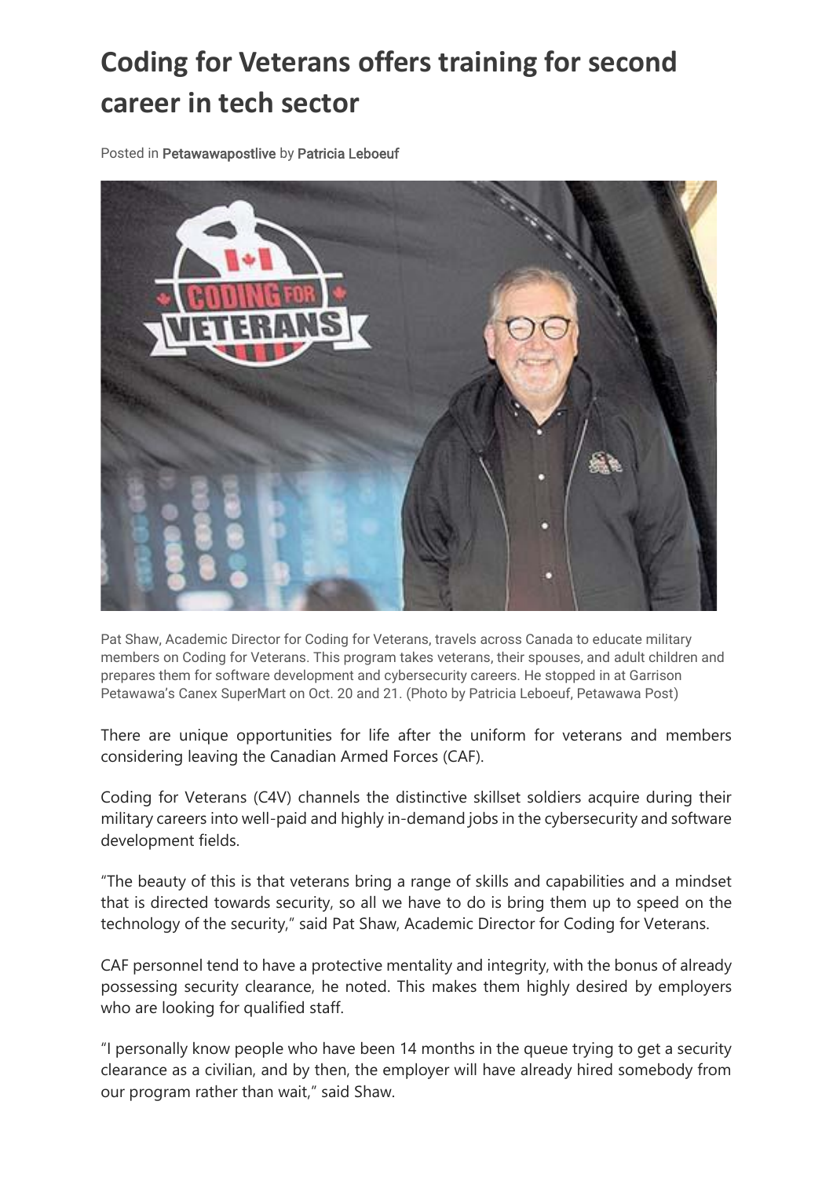# Coding for Veterans offers training for second career in tech sector

Posted in Petawawapostlive by Patricia Leboeuf

Pat Shaw, Academic Director for Coding for Veterans, travels across Canada to educate military members on Coding for Veterans. This program takes veterans, their spouses, and adult children and prepares them for software development and cybersecurity careers. He stopped in at Garrison Petawawa's Canex SuperMart on Oct. 20 and 21. (Photo by Patricia Leboeuf, Petawawa Post)

There are unique opportunities for life after the uniform for veterans and members considering leaving the Canadian Armed Forces (CAF).

Coding for Veterans (C4V) channels the distinctive skillset soldiers acquire during their military careers into well-paid and highly in-demand jobs in the cybersecurity and software development fields.

"The beauty of this is that veterans bring a range of skills and capabilities and a mindset that is directed towards security, so all we have to do is bring them up to speed on the technology of the security," said Pat Shaw, Academic Director for Coding for Veterans.

CAF personnel tend to have a protective mentality and integrity, with the bonus of already possessing security clearance, he noted. This makes them highly desired by employers who are looking for qualified staff.

"I personally know people who have been 14 months in the queue trying to get a security clearance as a civilian, and by then, the employer will have already hired somebody from our program rather than wait," said Shaw.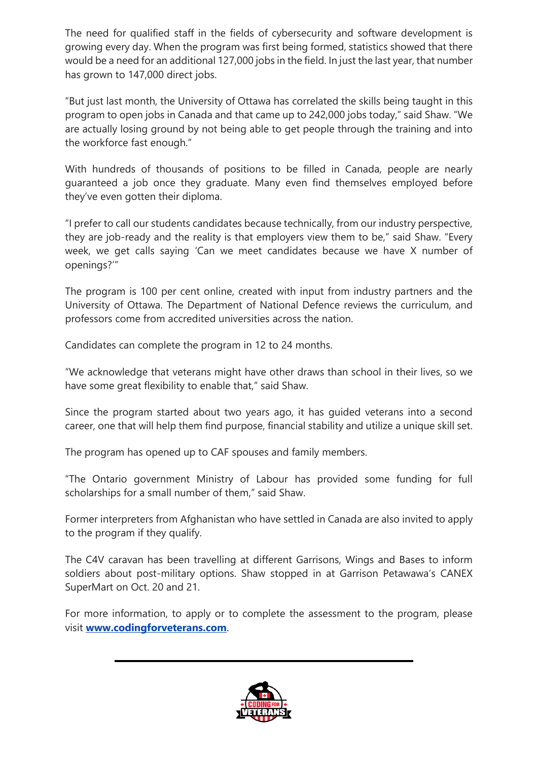The need for qualified staff in the fields of cybersecurity and software development is growing every day. When the program was first being formed, statistics showed that there would be a need for an additional 127,000 jobs in the field. In just the last year, that number has grown to 147,000 direct jobs.

“But just last month, the University of Ottawa has correlated the skills being taught in this program to open jobs in Canada and that came up to 242,000 jobs today,” said Shaw. “We are actually losing ground by not being able to get people through the training and into the workforce fast enough.”

With hundreds of thousands of positions to be filled in Canada, people are nearly guaranteed a job once they graduate. Many even find themselves employed before they’ve even gotten their diploma.

“I prefer to call our students candidates because technically, from our industry perspective, they are job-ready and the reality is that employers view them to be,” said Shaw. “Every week, we get calls saying ‘Can we meet candidates because we have X number of openings?’”

The program is 100 per cent online, created with input from industry partners and the University of Ottawa. The Department of National Defence reviews the curriculum, and professors come from accredited universities across the nation.

Candidates can complete the program in 12 to 24 months.

“We acknowledge that veterans might have other draws than school in their lives, so we have some great flexibility to enable that,” said Shaw.

Since the program started about two years ago, it has guided veterans into a second career, one that will help them find purpose, financial stability and utilize a unique skill set.

The program has opened up to CAF spouses and family members.

“The Ontario government Ministry of Labour has provided some funding for full scholarships for a small number of them,” said Shaw.

Former interpreters from Afghanistan who have settled in Canada are also invited to apply to the program if they qualify.

The C4V caravan has been travelling at different Garrisons, Wings and Bases to inform soldiers about post-military options. Shaw stopped in at Garrison Petawawa’s CANEX SuperMart on Oct. 20 and 21.

For more information, to apply or to complete the assessment to the program, please visit **[www.codingforveterans.com](http://www.codingforveterans.com)**.